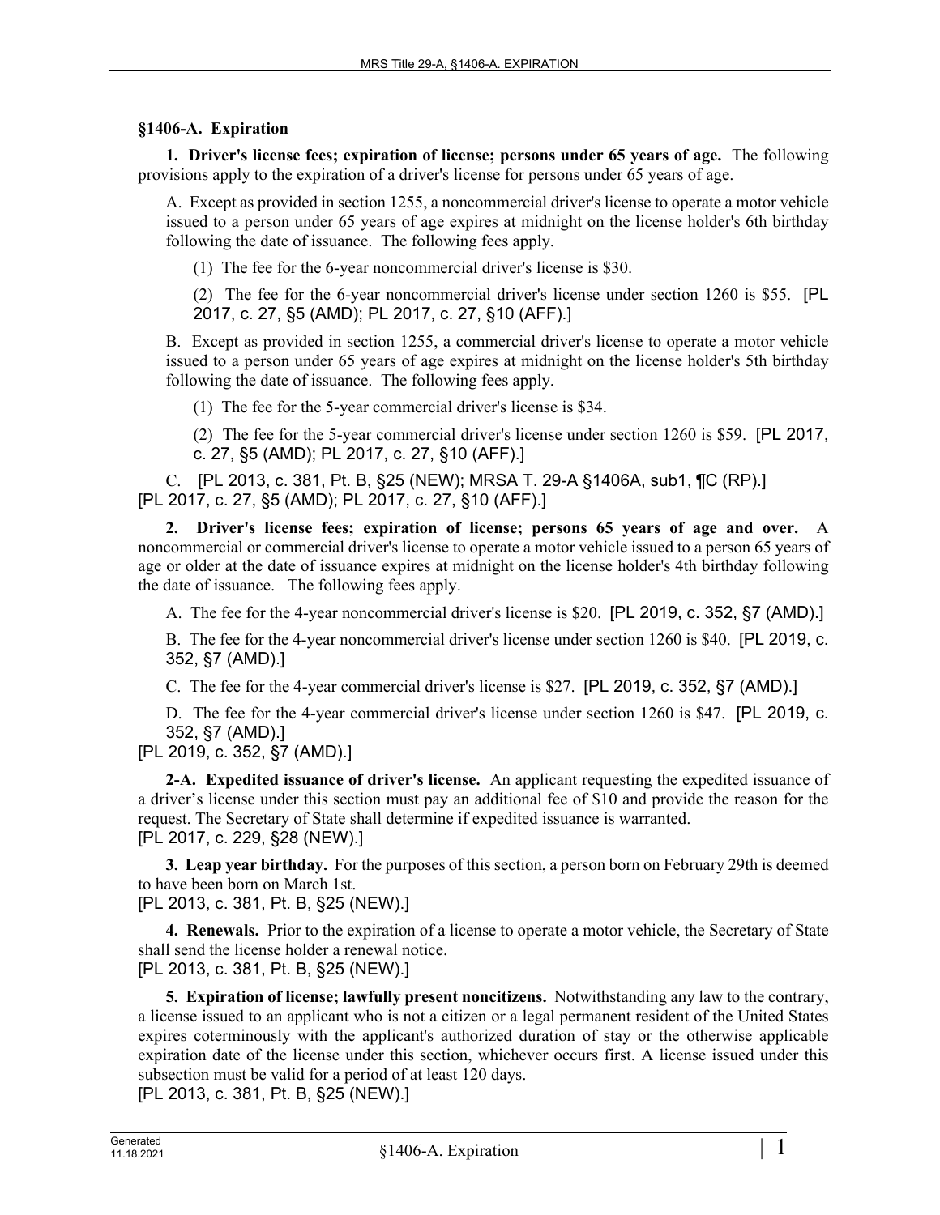## §1406-A. Expiration

**1. Driver's license fees; expiration of license; persons under 65 years of age.** The following provisions apply to the expiration of a driver's license for persons under 65 years of age.

A. Except as provided in section 1255, a noncommercial driver's license to operate a motor vehicle issued to a person under 65 years of age expires at midnight on the license holder's 6th birthday following the date of issuance. The following fees apply.

(1) The fee for the 6-year noncommercial driver's license is $30.

(2) The fee for the 6-year noncommercial driver's license under section 1260 is $55. [PL 2017, c. 27, §5 (AMD); PL 2017, c. 27, §10 (AFF).]

B. Except as provided in section 1255, a commercial driver's license to operate a motor vehicle issued to a person under 65 years of age expires at midnight on the license holder's 5th birthday following the date of issuance. The following fees apply.

(1) The fee for the 5-year commercial driver's license is $34.

(2) The fee for the 5-year commercial driver's license under section 1260 is $59. [PL 2017, c. 27, §5 (AMD); PL 2017, c. 27, §10 (AFF).]

C. [PL 2013, c. 381, Pt. B, §25 (NEW); MRSA T. 29-A §1406A, sub1, ¶C (RP).]

[PL 2017, c. 27, §5 (AMD); PL 2017, c. 27, §10 (AFF).]

**2. Driver's license fees; expiration of license; persons 65 years of age and over.** A noncommercial or commercial driver's license to operate a motor vehicle issued to a person 65 years of age or older at the date of issuance expires at midnight on the license holder's 4th birthday following the date of issuance. The following fees apply.

A. The fee for the 4-year noncommercial driver's license is $20. [PL 2019, c. 352, §7 (AMD).]

B. The fee for the 4-year noncommercial driver's license under section 1260 is $40. [PL 2019, c. 352, §7 (AMD).]

C. The fee for the 4-year commercial driver's license is $27. [PL 2019, c. 352, §7 (AMD).]

D. The fee for the 4-year commercial driver's license under section 1260 is $47. [PL 2019, c. 352, §7 (AMD).]

[PL 2019, c. 352, §7 (AMD).]

**2-A. Expedited issuance of driver's license.** An applicant requesting the expedited issuance of a driver's license under this section must pay an additional fee of $10 and provide the reason for the request. The Secretary of State shall determine if expedited issuance is warranted.

[PL 2017, c. 229, §28 (NEW).]

**3. Leap year birthday.** For the purposes of this section, a person born on February 29th is deemed to have been born on March 1st.

[PL 2013, c. 381, Pt. B, §25 (NEW).]

**4. Renewals.** Prior to the expiration of a license to operate a motor vehicle, the Secretary of State shall send the license holder a renewal notice.

[PL 2013, c. 381, Pt. B, §25 (NEW).]

**5. Expiration of license; lawfully present noncitizens.** Notwithstanding any law to the contrary, a license issued to an applicant who is not a citizen or a legal permanent resident of the United States expires coterminously with the applicant's authorized duration of stay or the otherwise applicable expiration date of the license under this section, whichever occurs first. A license issued under this subsection must be valid for a period of at least 120 days.

[PL 2013, c. 381, Pt. B, §25 (NEW).]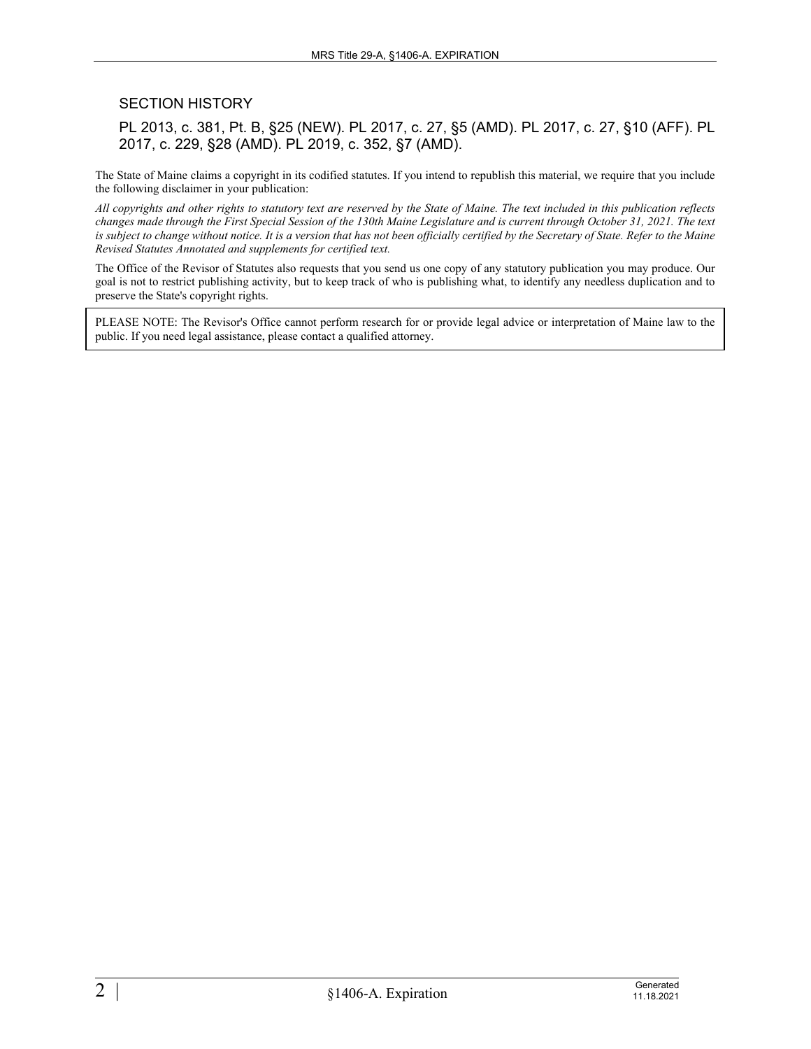## SECTION HISTORY

PL 2013, c. 381, Pt. B, §25 (NEW). PL 2017, c. 27, §5 (AMD). PL 2017, c. 27, §10 (AFF). PL 2017, c. 229, §28 (AMD). PL 2019, c. 352, §7 (AMD).

The State of Maine claims a copyright in its codified statutes. If you intend to republish this material, we require that you include the following disclaimer in your publication:

*All copyrights and other rights to statutory text are reserved by the State of Maine. The text included in this publication reflects changes made through the First Special Session of the 130th Maine Legislature and is current through October 31, 2021. The text is subject to change without notice. It is a version that has not been officially certified by the Secretary of State. Refer to the Maine Revised Statutes Annotated and supplements for certified text.*

The Office of the Revisor of Statutes also requests that you send us one copy of any statutory publication you may produce. Our goal is not to restrict publishing activity, but to keep track of who is publishing what, to identify any needless duplication and to preserve the State's copyright rights.

PLEASE NOTE: The Revisor's Office cannot perform research for or provide legal advice or interpretation of Maine law to the public. If you need legal assistance, please contact a qualified attorney.